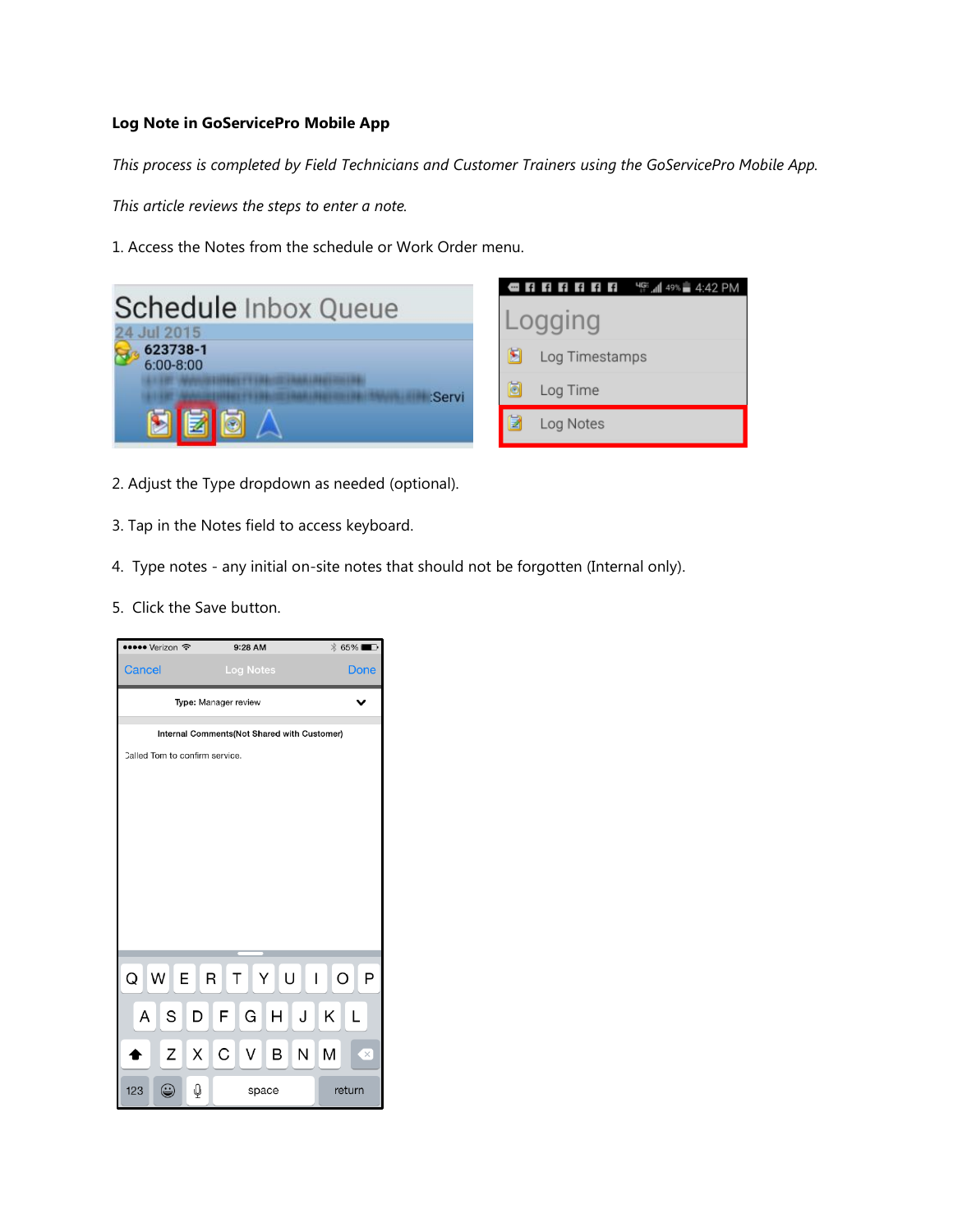**Log Note in GoServicePro Mobile App**

*This process is completed by Field Technicians and Customer Trainers using the GoServicePro Mobile App.*

*This article reviews the steps to enter a note.*

1. Access the Notes from the schedule or Work Order menu.

2. Adjust the Type dropdown as needed (optional).

3. Tap in the Notes field to access keyboard.

4. Type notes - any initial on-site notes that should not be forgotten (Internal only).

5. Click the Save button.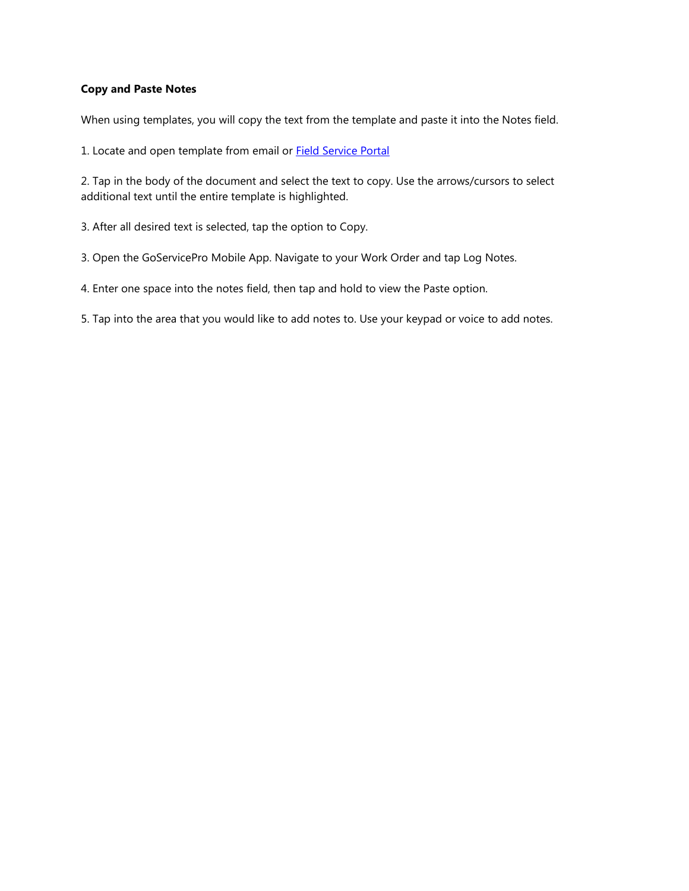**Copy and Paste Notes**

When using templates, you will copy the text from the template and paste it into the Notes field.

1. Locate and open template from email or [Field Service Portal]()

2. Tap in the body of the document and select the text to copy. Use the arrows/cursors to select additional text until the entire template is highlighted.

3. After all desired text is selected, tap the option to Copy.

3. Open the GoServicePro Mobile App. Navigate to your Work Order and tap Log Notes.

4. Enter one space into the notes field, then tap and hold to view the Paste option.

5. Tap into the area that you would like to add notes to. Use your keypad or voice to add notes.